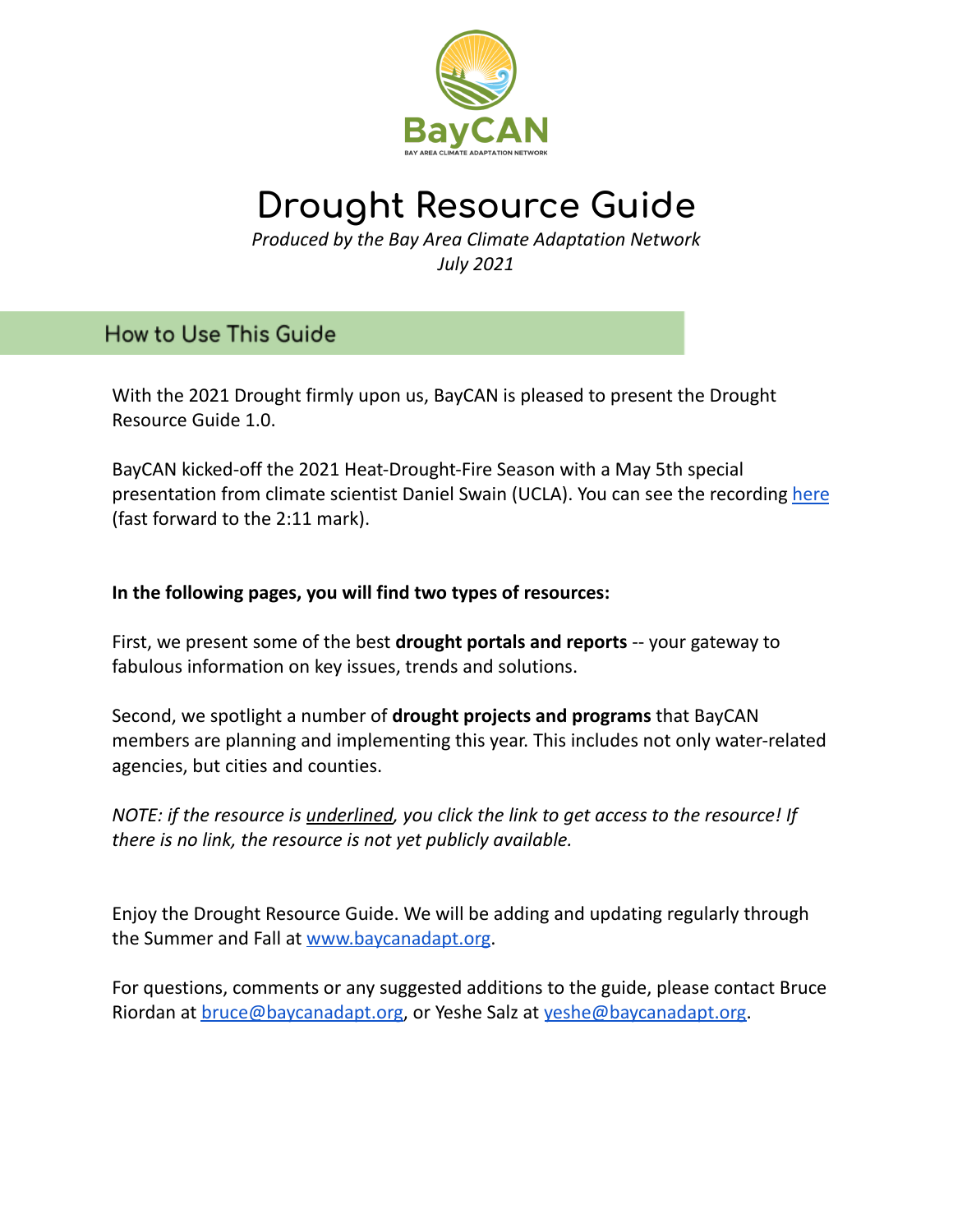BayCAN

BAY AREA CLIMATE ADAPTATION NETWORK

# Drought Resource Guide

*Produced by the Bay Area Climate Adaptation Network*
*July 2021*

## How to Use This Guide

With the 2021 Drought firmly upon us, BayCAN is pleased to present the Drought Resource Guide 1.0.

BayCAN kicked-off the 2021 Heat-Drought-Fire Season with a May 5th special presentation from climate scientist Daniel Swain (UCLA). You can see the recording here (fast forward to the 2:11 mark).

**In the following pages, you will find two types of resources:**

First, we present some of the best **drought portals and reports** -- your gateway to fabulous information on key issues, trends and solutions.

Second, we spotlight a number of **drought projects and programs** that BayCAN members are planning and implementing this year. This includes not only water-related agencies, but cities and counties.

*NOTE: if the resource is underlined, you click the link to get access to the resource! If there is no link, the resource is not yet publicly available.*

Enjoy the Drought Resource Guide. We will be adding and updating regularly through the Summer and Fall at www.baycanadapt.org.

For questions, comments or any suggested additions to the guide, please contact Bruce Riordan at bruce@baycanadapt.org, or Yeshe Salz at yeshe@baycanadapt.org.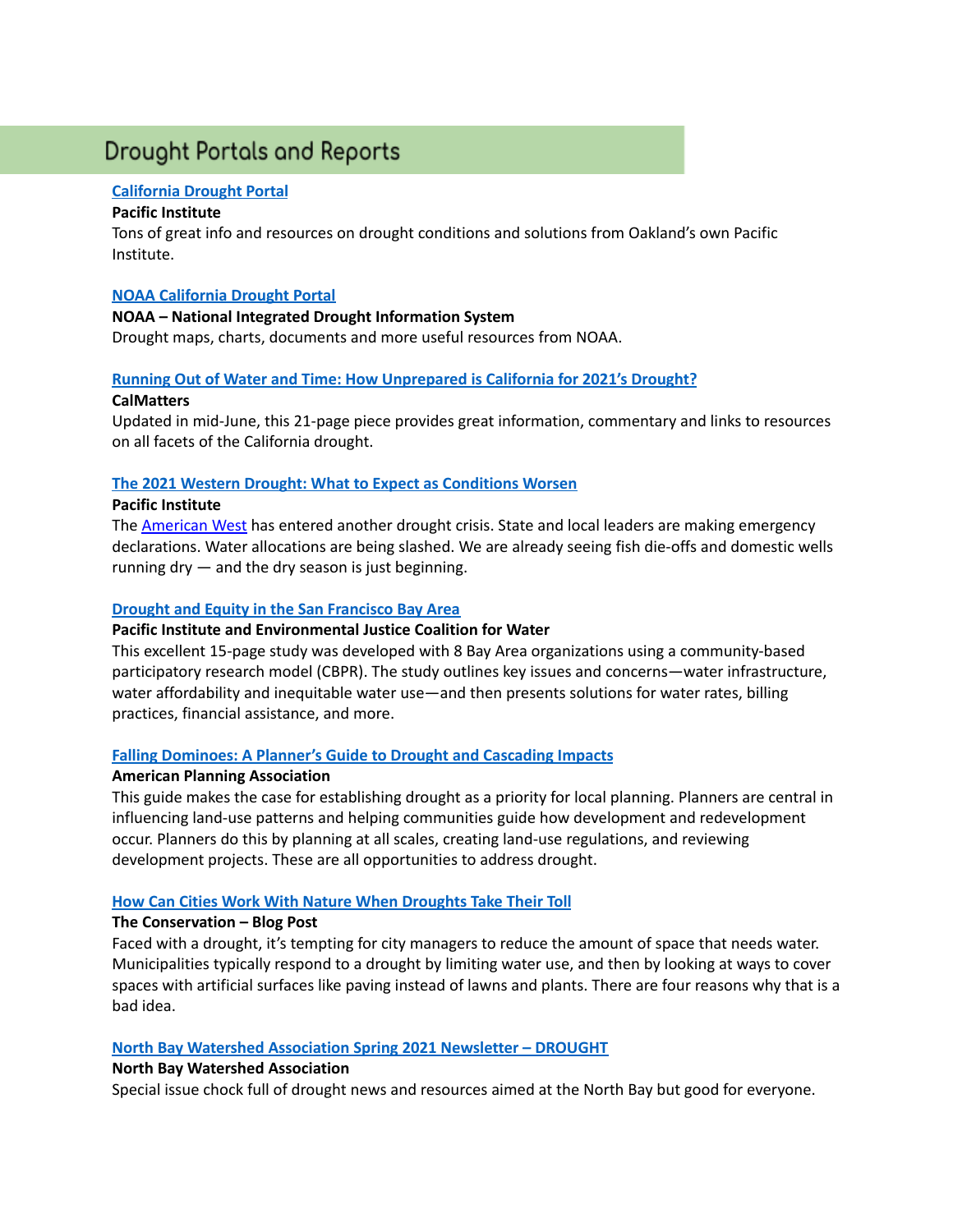## Drought Portals and Reports

**California Drought Portal**

**Pacific Institute**

Tons of great info and resources on drought conditions and solutions from Oakland's own Pacific Institute.

**NOAA California Drought Portal**

**NOAA – National Integrated Drought Information System**

Drought maps, charts, documents and more useful resources from NOAA.

**Running Out of Water and Time: How Unprepared is California for 2021's Drought?**

**CalMatters**

Updated in mid-June, this 21-page piece provides great information, commentary and links to resources on all facets of the California drought.

**The 2021 Western Drought: What to Expect as Conditions Worsen**

**Pacific Institute**

The American West has entered another drought crisis. State and local leaders are making emergency declarations. Water allocations are being slashed. We are already seeing fish die-offs and domestic wells running dry — and the dry season is just beginning.

**Drought and Equity in the San Francisco Bay Area**

**Pacific Institute and Environmental Justice Coalition for Water**

This excellent 15-page study was developed with 8 Bay Area organizations using a community-based participatory research model (CBPR). The study outlines key issues and concerns—water infrastructure, water affordability and inequitable water use—and then presents solutions for water rates, billing practices, financial assistance, and more.

**Falling Dominoes: A Planner's Guide to Drought and Cascading Impacts**

**American Planning Association**

This guide makes the case for establishing drought as a priority for local planning. Planners are central in influencing land-use patterns and helping communities guide how development and redevelopment occur. Planners do this by planning at all scales, creating land-use regulations, and reviewing development projects. These are all opportunities to address drought.

**How Can Cities Work With Nature When Droughts Take Their Toll**

**The Conservation – Blog Post**

Faced with a drought, it's tempting for city managers to reduce the amount of space that needs water. Municipalities typically respond to a drought by limiting water use, and then by looking at ways to cover spaces with artificial surfaces like paving instead of lawns and plants. There are four reasons why that is a bad idea.

**North Bay Watershed Association Spring 2021 Newsletter – DROUGHT**

**North Bay Watershed Association**

Special issue chock full of drought news and resources aimed at the North Bay but good for everyone.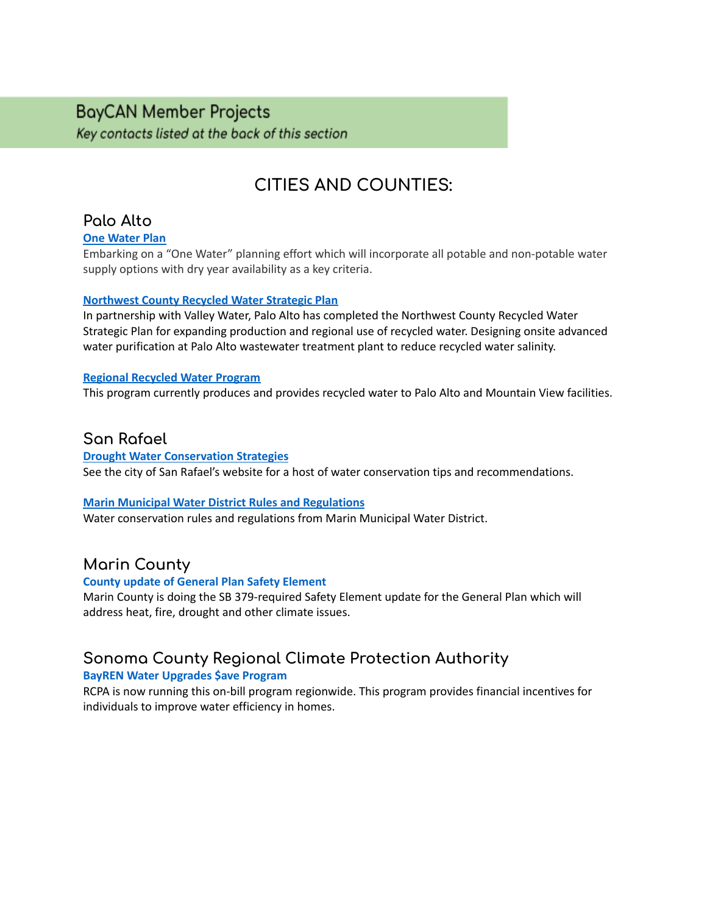## BayCAN Member Projects

*Key contacts listed at the back of this section*

# CITIES AND COUNTIES:

## Palo Alto

**One Water Plan**

Embarking on a "One Water" planning effort which will incorporate all potable and non-potable water supply options with dry year availability as a key criteria.

**Northwest County Recycled Water Strategic Plan**

In partnership with Valley Water, Palo Alto has completed the Northwest County Recycled Water Strategic Plan for expanding production and regional use of recycled water. Designing onsite advanced water purification at Palo Alto wastewater treatment plant to reduce recycled water salinity.

**Regional Recycled Water Program**

This program currently produces and provides recycled water to Palo Alto and Mountain View facilities.

## San Rafael

**Drought Water Conservation Strategies**

See the city of San Rafael's website for a host of water conservation tips and recommendations.

**Marin Municipal Water District Rules and Regulations**

Water conservation rules and regulations from Marin Municipal Water District.

## Marin County

**County update of General Plan Safety Element**

Marin County is doing the SB 379-required Safety Element update for the General Plan which will address heat, fire, drought and other climate issues.

## Sonoma County Regional Climate Protection Authority

**BayREN Water Upgrades $ave Program**

RCPA is now running this on-bill program regionwide. This program provides financial incentives for individuals to improve water efficiency in homes.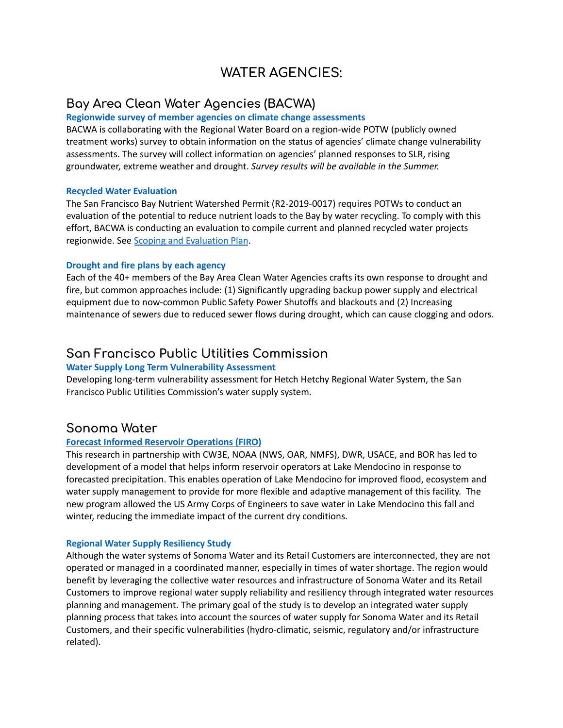# WATER AGENCIES:

## Bay Area Clean Water Agencies (BACWA)

### Regionwide survey of member agencies on climate change assessments

BACWA is collaborating with the Regional Water Board on a region-wide POTW (publicly owned treatment works) survey to obtain information on the status of agencies' climate change vulnerability assessments. The survey will collect information on agencies' planned responses to SLR, rising groundwater, extreme weather and drought. *Survey results will be available in the Summer.*

### Recycled Water Evaluation

The San Francisco Bay Nutrient Watershed Permit (R2-2019-0017) requires POTWs to conduct an evaluation of the potential to reduce nutrient loads to the Bay by water recycling. To comply with this effort, BACWA is conducting an evaluation to compile current and planned recycled water projects regionwide. See Scoping and Evaluation Plan.

### Drought and fire plans by each agency

Each of the 40+ members of the Bay Area Clean Water Agencies crafts its own response to drought and fire, but common approaches include: (1) Significantly upgrading backup power supply and electrical equipment due to now-common Public Safety Power Shutoffs and blackouts and (2) Increasing maintenance of sewers due to reduced sewer flows during drought, which can cause clogging and odors.

## San Francisco Public Utilities Commission

### Water Supply Long Term Vulnerability Assessment

Developing long-term vulnerability assessment for Hetch Hetchy Regional Water System, the San Francisco Public Utilities Commission's water supply system.

## Sonoma Water

### Forecast Informed Reservoir Operations (FIRO)

This research in partnership with CW3E, NOAA (NWS, OAR, NMFS), DWR, USACE, and BOR has led to development of a model that helps inform reservoir operators at Lake Mendocino in response to forecasted precipitation. This enables operation of Lake Mendocino for improved flood, ecosystem and water supply management to provide for more flexible and adaptive management of this facility. The new program allowed the US Army Corps of Engineers to save water in Lake Mendocino this fall and winter, reducing the immediate impact of the current dry conditions.

### Regional Water Supply Resiliency Study

Although the water systems of Sonoma Water and its Retail Customers are interconnected, they are not operated or managed in a coordinated manner, especially in times of water shortage. The region would benefit by leveraging the collective water resources and infrastructure of Sonoma Water and its Retail Customers to improve regional water supply reliability and resiliency through integrated water resources planning and management. The primary goal of the study is to develop an integrated water supply planning process that takes into account the sources of water supply for Sonoma Water and its Retail Customers, and their specific vulnerabilities (hydro-climatic, seismic, regulatory and/or infrastructure related).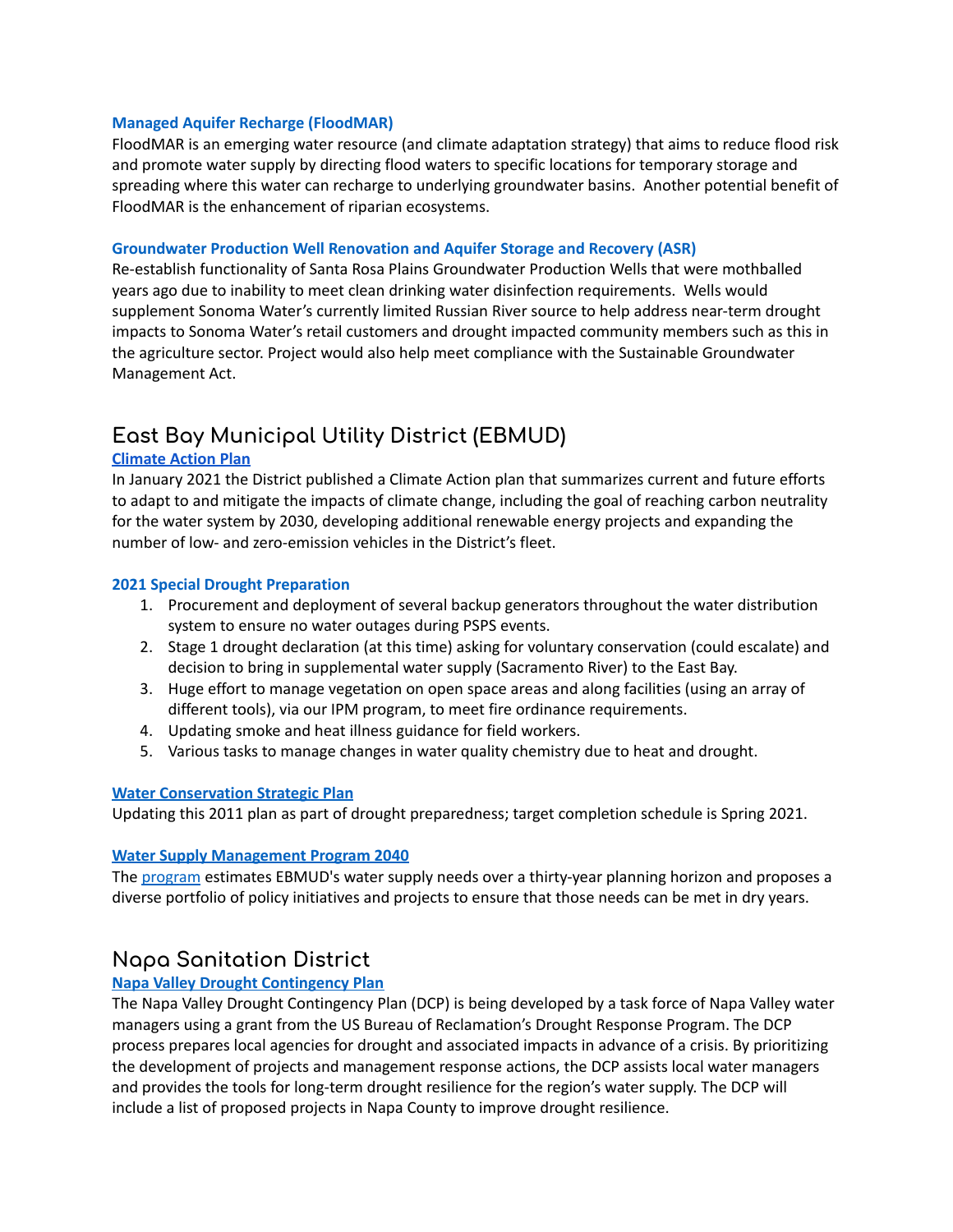### Managed Aquifer Recharge (FloodMAR)

FloodMAR is an emerging water resource (and climate adaptation strategy) that aims to reduce flood risk and promote water supply by directing flood waters to specific locations for temporary storage and spreading where this water can recharge to underlying groundwater basins. Another potential benefit of FloodMAR is the enhancement of riparian ecosystems.

### Groundwater Production Well Renovation and Aquifer Storage and Recovery (ASR)

Re-establish functionality of Santa Rosa Plains Groundwater Production Wells that were mothballed years ago due to inability to meet clean drinking water disinfection requirements. Wells would supplement Sonoma Water's currently limited Russian River source to help address near-term drought impacts to Sonoma Water's retail customers and drought impacted community members such as this in the agriculture sector. Project would also help meet compliance with the Sustainable Groundwater Management Act.

## East Bay Municipal Utility District (EBMUD)

### Climate Action Plan

In January 2021 the District published a Climate Action plan that summarizes current and future efforts to adapt to and mitigate the impacts of climate change, including the goal of reaching carbon neutrality for the water system by 2030, developing additional renewable energy projects and expanding the number of low- and zero-emission vehicles in the District's fleet.

### 2021 Special Drought Preparation

1. Procurement and deployment of several backup generators throughout the water distribution system to ensure no water outages during PSPS events.
2. Stage 1 drought declaration (at this time) asking for voluntary conservation (could escalate) and decision to bring in supplemental water supply (Sacramento River) to the East Bay.
3. Huge effort to manage vegetation on open space areas and along facilities (using an array of different tools), via our IPM program, to meet fire ordinance requirements.
4. Updating smoke and heat illness guidance for field workers.
5. Various tasks to manage changes in water quality chemistry due to heat and drought.

### Water Conservation Strategic Plan

Updating this 2011 plan as part of drought preparedness; target completion schedule is Spring 2021.

### Water Supply Management Program 2040

The program estimates EBMUD's water supply needs over a thirty-year planning horizon and proposes a diverse portfolio of policy initiatives and projects to ensure that those needs can be met in dry years.

## Napa Sanitation District

### Napa Valley Drought Contingency Plan

The Napa Valley Drought Contingency Plan (DCP) is being developed by a task force of Napa Valley water managers using a grant from the US Bureau of Reclamation's Drought Response Program. The DCP process prepares local agencies for drought and associated impacts in advance of a crisis. By prioritizing the development of projects and management response actions, the DCP assists local water managers and provides the tools for long-term drought resilience for the region's water supply. The DCP will include a list of proposed projects in Napa County to improve drought resilience.